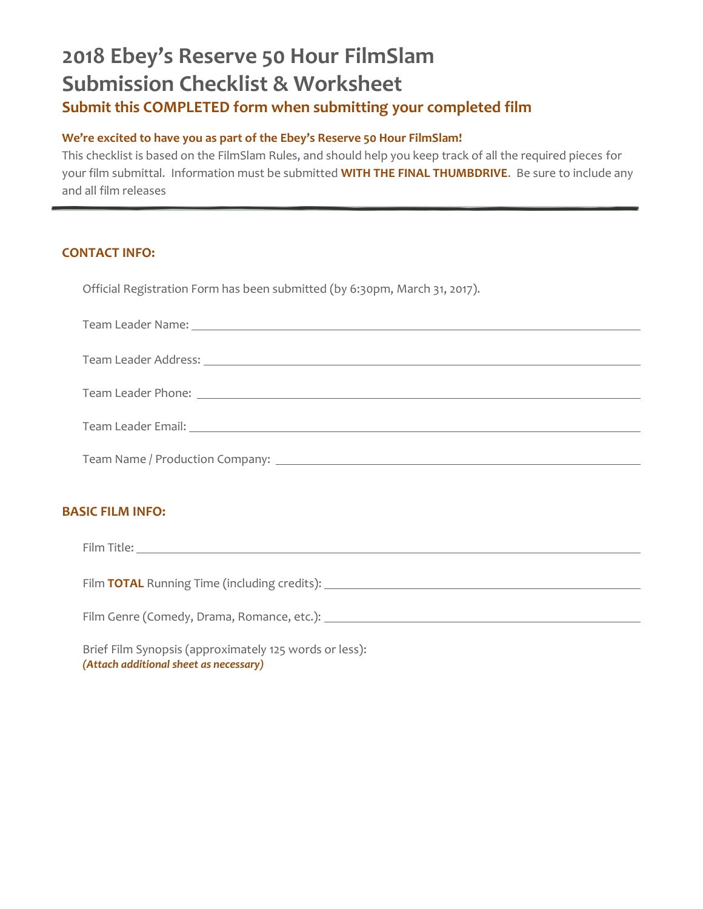# 2018 Ebey's Reserve 50 Hour FilmSlam
# Submission Checklist & Worksheet

## Submit this COMPLETED form when submitting your completed film

**We're excited to have you as part of the Ebey's Reserve 50 Hour FilmSlam!**

This checklist is based on the FilmSlam Rules, and should help you keep track of all the required pieces for your film submittal. Information must be submitted **WITH THE FINAL THUMBDRIVE**. Be sure to include any and all film releases

---

### CONTACT INFO:

Official Registration Form has been submitted (by 6:30pm, March 31, 2017).

Team Leader Name: ______________________________

Team Leader Address: ______________________________

Team Leader Phone: ______________________________

Team Leader Email: ______________________________

Team Name / Production Company: ______________________________

### BASIC FILM INFO:

Film Title: ______________________________

Film **TOTAL** Running Time (including credits): ______________________________

Film Genre (Comedy, Drama, Romance, etc.): ______________________________

Brief Film Synopsis (approximately 125 words or less):
***(Attach additional sheet as necessary)***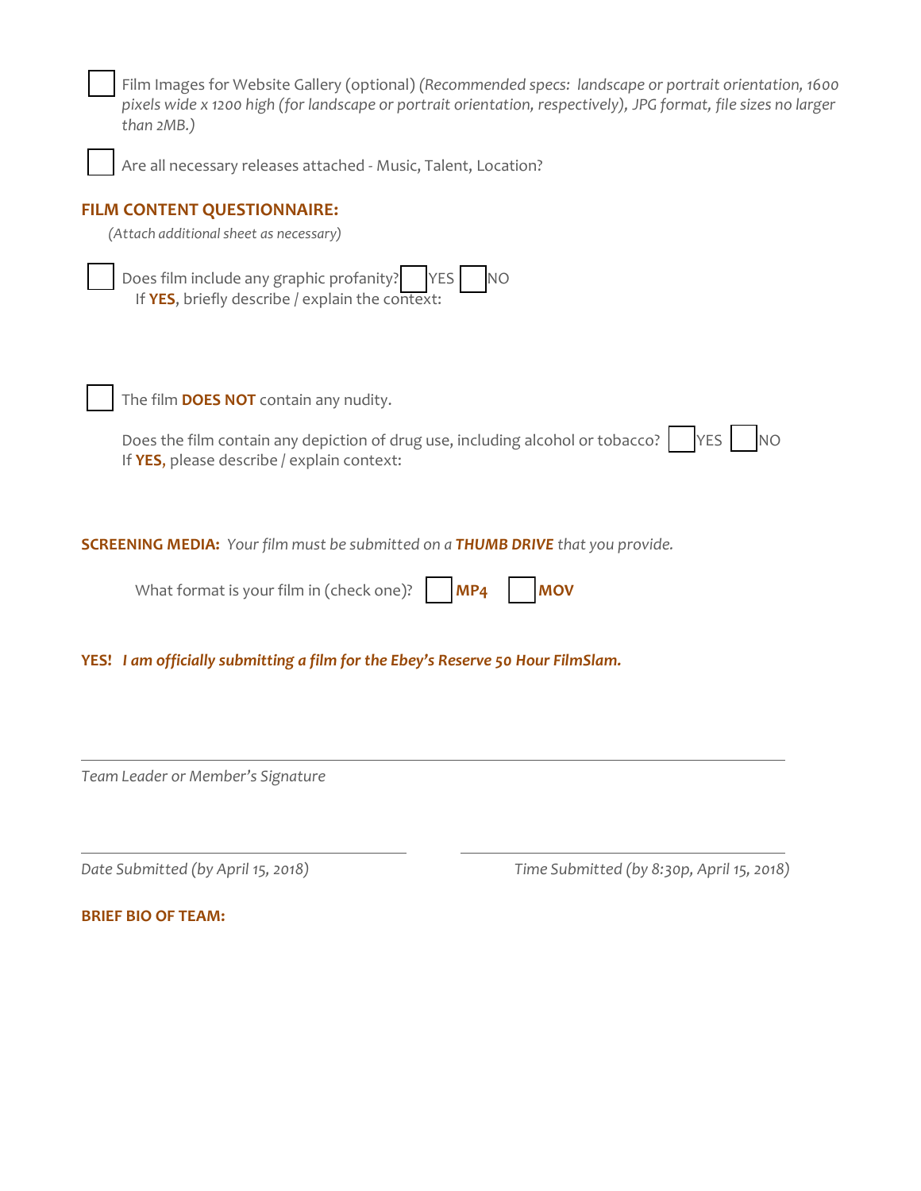☐ Film Images for Website Gallery (optional) *(Recommended specs: landscape or portrait orientation, 1600 pixels wide x 1200 high (for landscape or portrait orientation, respectively), JPG format, file sizes no larger than 2MB.)*

☐ Are all necessary releases attached - Music, Talent, Location?

## FILM CONTENT QUESTIONNAIRE:

*(Attach additional sheet as necessary)*

☐ Does film include any graphic profanity? ☐ YES ☐ NO
If **YES**, briefly describe / explain the context:

☐ The film **DOES NOT** contain any nudity.

Does the film contain any depiction of drug use, including alcohol or tobacco? ☐ YES ☐ NO
If **YES**, please describe / explain context:

**SCREENING MEDIA:** *Your film must be submitted on a **THUMB DRIVE** that you provide.*

What format is your film in (check one)? ☐ **MP4** ☐ **MOV**

**YES!** ***I am officially submitting a film for the Ebey's Reserve 50 Hour FilmSlam.***

\_\_\_\_\_\_\_\_\_\_\_\_\_\_\_\_\_\_\_\_\_\_\_\_\_\_\_\_\_\_\_\_\_\_\_\_\_\_\_\_\_\_\_\_\_\_\_\_

*Team Leader or Member's Signature*

\_\_\_\_\_\_\_\_\_\_\_\_\_\_\_\_\_\_\_\_\_\_\_\_\_\_ \_\_\_\_\_\_\_\_\_\_\_\_\_\_\_\_\_\_\_\_\_\_\_\_\_\_

*Date Submitted (by April 15, 2018)* *Time Submitted (by 8:30p, April 15, 2018)*

**BRIEF BIO OF TEAM:**